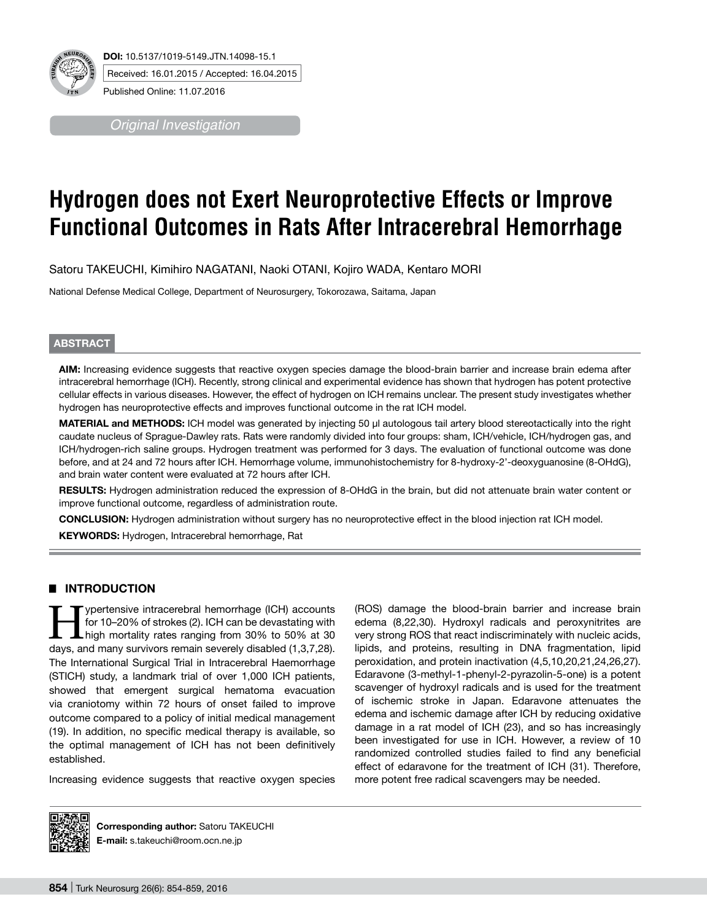DOI: 10.5137/1019-5149.JTN.14098-15.1

Received: 16.01.2015 / Accepted: 16.04.2015

Published Online: 11.07.2016

*Original Investigation*

# Hydrogen does not Exert Neuroprotective Effects or Improve Functional Outcomes in Rats After Intracerebral Hemorrhage

Satoru TAKEUCHI, Kimihiro NAGATANI, Naoki OTANI, Kojiro WADA, Kentaro MORI

National Defense Medical College, Department of Neurosurgery, Tokorozawa, Saitama, Japan

## ABSTRACT

**AIM:** Increasing evidence suggests that reactive oxygen species damage the blood-brain barrier and increase brain edema after intracerebral hemorrhage (ICH). Recently, strong clinical and experimental evidence has shown that hydrogen has potent protective cellular effects in various diseases. However, the effect of hydrogen on ICH remains unclear. The present study investigates whether hydrogen has neuroprotective effects and improves functional outcome in the rat ICH model.

**MATERIAL and METHODS:** ICH model was generated by injecting 50 µl autologous tail artery blood stereotactically into the right caudate nucleus of Sprague-Dawley rats. Rats were randomly divided into four groups: sham, ICH/vehicle, ICH/hydrogen gas, and ICH/hydrogen-rich saline groups. Hydrogen treatment was performed for 3 days. The evaluation of functional outcome was done before, and at 24 and 72 hours after ICH. Hemorrhage volume, immunohistochemistry for 8-hydroxy-2'-deoxyguanosine (8-OHdG), and brain water content were evaluated at 72 hours after ICH.

**RESULTS:** Hydrogen administration reduced the expression of 8-OHdG in the brain, but did not attenuate brain water content or improve functional outcome, regardless of administration route.

**CONCLUSION:** Hydrogen administration without surgery has no neuroprotective effect in the blood injection rat ICH model.

**KEYWORDS:** Hydrogen, Intracerebral hemorrhage, Rat

## INTRODUCTION

Hypertensive intracerebral hemorrhage (ICH) accounts for 10–20% of strokes (2). ICH can be devastating with high mortality rates ranging from 30% to 50% at 30 days, and many survivors remain severely disabled (1,3,7,28). The International Surgical Trial in Intracerebral Haemorrhage (STICH) study, a landmark trial of over 1,000 ICH patients, showed that emergent surgical hematoma evacuation via craniotomy within 72 hours of onset failed to improve outcome compared to a policy of initial medical management (19). In addition, no specific medical therapy is available, so the optimal management of ICH has not been definitively established.

Increasing evidence suggests that reactive oxygen species (ROS) damage the blood-brain barrier and increase brain edema (8,22,30). Hydroxyl radicals and peroxynitrites are very strong ROS that react indiscriminately with nucleic acids, lipids, and proteins, resulting in DNA fragmentation, lipid peroxidation, and protein inactivation (4,5,10,20,21,24,26,27). Edaravone (3-methyl-1-phenyl-2-pyrazolin-5-one) is a potent scavenger of hydroxyl radicals and is used for the treatment of ischemic stroke in Japan. Edaravone attenuates the edema and ischemic damage after ICH by reducing oxidative damage in a rat model of ICH (23), and so has increasingly been investigated for use in ICH. However, a review of 10 randomized controlled studies failed to find any beneficial effect of edaravone for the treatment of ICH (31). Therefore, more potent free radical scavengers may be needed.

**Corresponding author:** Satoru TAKEUCHI
**E-mail:** s.takeuchi@room.ocn.ne.jp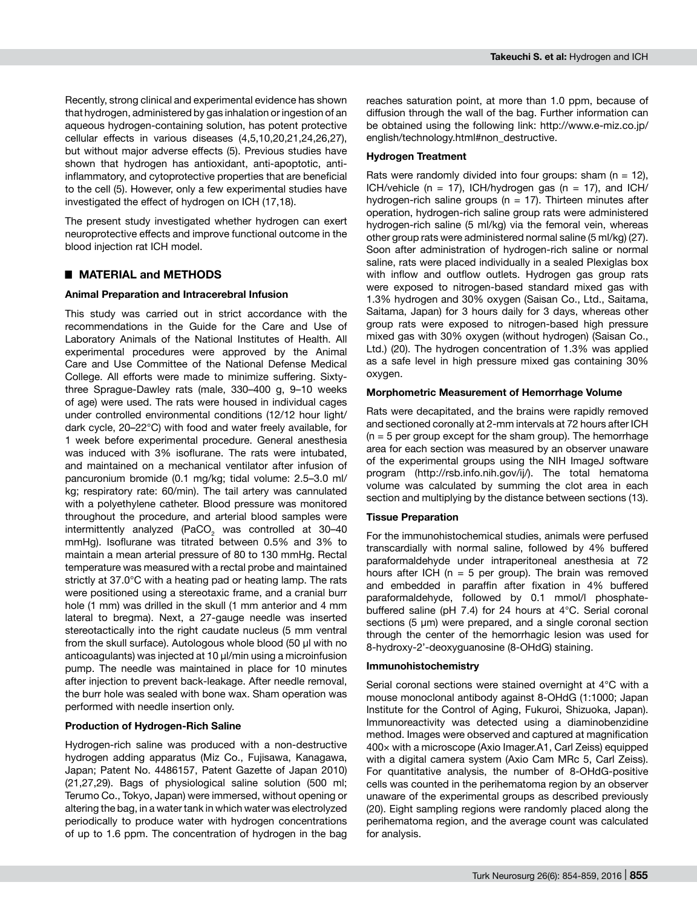Recently, strong clinical and experimental evidence has shown that hydrogen, administered by gas inhalation or ingestion of an aqueous hydrogen-containing solution, has potent protective cellular effects in various diseases (4,5,10,20,21,24,26,27), but without major adverse effects (5). Previous studies have shown that hydrogen has antioxidant, anti-apoptotic, anti-inflammatory, and cytoprotective properties that are beneficial to the cell (5). However, only a few experimental studies have investigated the effect of hydrogen on ICH (17,18).

The present study investigated whether hydrogen can exert neuroprotective effects and improve functional outcome in the blood injection rat ICH model.

## ■ MATERIAL and METHODS

### Animal Preparation and Intracerebral Infusion

This study was carried out in strict accordance with the recommendations in the Guide for the Care and Use of Laboratory Animals of the National Institutes of Health. All experimental procedures were approved by the Animal Care and Use Committee of the National Defense Medical College. All efforts were made to minimize suffering. Sixty-three Sprague-Dawley rats (male, 330–400 g, 9–10 weeks of age) were used. The rats were housed in individual cages under controlled environmental conditions (12/12 hour light/dark cycle, 20–22°C) with food and water freely available, for 1 week before experimental procedure. General anesthesia was induced with 3% isoflurane. The rats were intubated, and maintained on a mechanical ventilator after infusion of pancuronium bromide (0.1 mg/kg; tidal volume: 2.5–3.0 ml/kg; respiratory rate: 60/min). The tail artery was cannulated with a polyethylene catheter. Blood pressure was monitored throughout the procedure, and arterial blood samples were intermittently analyzed ($PaCO_2$ was controlled at 30–40 mmHg). Isoflurane was titrated between 0.5% and 3% to maintain a mean arterial pressure of 80 to 130 mmHg. Rectal temperature was measured with a rectal probe and maintained strictly at 37.0°C with a heating pad or heating lamp. The rats were positioned using a stereotaxic frame, and a cranial burr hole (1 mm) was drilled in the skull (1 mm anterior and 4 mm lateral to bregma). Next, a 27-gauge needle was inserted stereotactically into the right caudate nucleus (5 mm ventral from the skull surface). Autologous whole blood (50 µl with no anticoagulants) was injected at 10 µl/min using a microinfusion pump. The needle was maintained in place for 10 minutes after injection to prevent back-leakage. After needle removal, the burr hole was sealed with bone wax. Sham operation was performed with needle insertion only.

### Production of Hydrogen-Rich Saline

Hydrogen-rich saline was produced with a non-destructive hydrogen adding apparatus (Miz Co., Fujisawa, Kanagawa, Japan; Patent No. 4486157, Patent Gazette of Japan 2010) (21,27,29). Bags of physiological saline solution (500 ml; Terumo Co., Tokyo, Japan) were immersed, without opening or altering the bag, in a water tank in which water was electrolyzed periodically to produce water with hydrogen concentrations of up to 1.6 ppm. The concentration of hydrogen in the bag reaches saturation point, at more than 1.0 ppm, because of diffusion through the wall of the bag. Further information can be obtained using the following link: http://www.e-miz.co.jp/english/technology.html#non_destructive.

### Hydrogen Treatment

Rats were randomly divided into four groups: sham (n = 12), ICH/vehicle (n = 17), ICH/hydrogen gas (n = 17), and ICH/hydrogen-rich saline groups (n = 17). Thirteen minutes after operation, hydrogen-rich saline group rats were administered hydrogen-rich saline (5 ml/kg) via the femoral vein, whereas other group rats were administered normal saline (5 ml/kg) (27). Soon after administration of hydrogen-rich saline or normal saline, rats were placed individually in a sealed Plexiglas box with inflow and outflow outlets. Hydrogen gas group rats were exposed to nitrogen-based standard mixed gas with 1.3% hydrogen and 30% oxygen (Saisan Co., Ltd., Saitama, Saitama, Japan) for 3 hours daily for 3 days, whereas other group rats were exposed to nitrogen-based high pressure mixed gas with 30% oxygen (without hydrogen) (Saisan Co., Ltd.) (20). The hydrogen concentration of 1.3% was applied as a safe level in high pressure mixed gas containing 30% oxygen.

### Morphometric Measurement of Hemorrhage Volume

Rats were decapitated, and the brains were rapidly removed and sectioned coronally at 2-mm intervals at 72 hours after ICH (n = 5 per group except for the sham group). The hemorrhage area for each section was measured by an observer unaware of the experimental groups using the NIH ImageJ software program (http://rsb.info.nih.gov/ij/). The total hematoma volume was calculated by summing the clot area in each section and multiplying by the distance between sections (13).

### Tissue Preparation

For the immunohistochemical studies, animals were perfused transcardially with normal saline, followed by 4% buffered paraformaldehyde under intraperitoneal anesthesia at 72 hours after ICH (n = 5 per group). The brain was removed and embedded in paraffin after fixation in 4% buffered paraformaldehyde, followed by 0.1 mmol/l phosphate-buffered saline (pH 7.4) for 24 hours at 4°C. Serial coronal sections (5 µm) were prepared, and a single coronal section through the center of the hemorrhagic lesion was used for 8-hydroxy-2'-deoxyguanosine (8-OHdG) staining.

### Immunohistochemistry

Serial coronal sections were stained overnight at 4°C with a mouse monoclonal antibody against 8-OHdG (1:1000; Japan Institute for the Control of Aging, Fukuroi, Shizuoka, Japan). Immunoreactivity was detected using a diaminobenzidine method. Images were observed and captured at magnification 400× with a microscope (Axio Imager.A1, Carl Zeiss) equipped with a digital camera system (Axio Cam MRc 5, Carl Zeiss). For quantitative analysis, the number of 8-OHdG-positive cells was counted in the perihematoma region by an observer unaware of the experimental groups as described previously (20). Eight sampling regions were randomly placed along the perihematoma region, and the average count was calculated for analysis.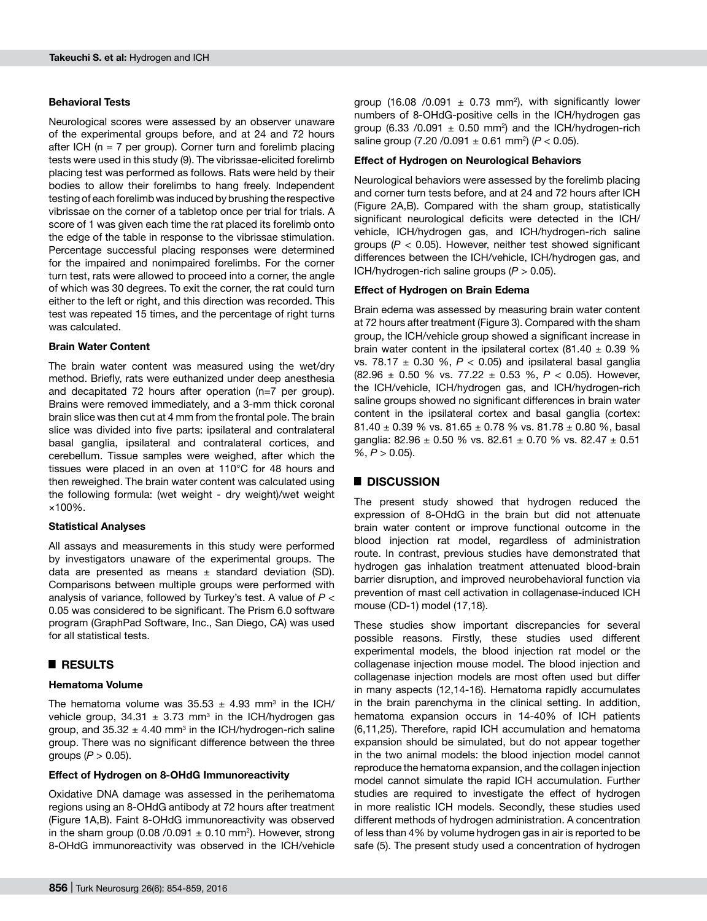### Behavioral Tests

Neurological scores were assessed by an observer unaware of the experimental groups before, and at 24 and 72 hours after ICH (n = 7 per group). Corner turn and forelimb placing tests were used in this study (9). The vibrissae-elicited forelimb placing test was performed as follows. Rats were held by their bodies to allow their forelimbs to hang freely. Independent testing of each forelimb was induced by brushing the respective vibrissae on the corner of a tabletop once per trial for trials. A score of 1 was given each time the rat placed its forelimb onto the edge of the table in response to the vibrissae stimulation. Percentage successful placing responses were determined for the impaired and nonimpaired forelimbs. For the corner turn test, rats were allowed to proceed into a corner, the angle of which was 30 degrees. To exit the corner, the rat could turn either to the left or right, and this direction was recorded. This test was repeated 15 times, and the percentage of right turns was calculated.

### Brain Water Content

The brain water content was measured using the wet/dry method. Briefly, rats were euthanized under deep anesthesia and decapitated 72 hours after operation (n=7 per group). Brains were removed immediately, and a 3-mm thick coronal brain slice was then cut at 4 mm from the frontal pole. The brain slice was divided into five parts: ipsilateral and contralateral basal ganglia, ipsilateral and contralateral cortices, and cerebellum. Tissue samples were weighed, after which the tissues were placed in an oven at 110°C for 48 hours and then reweighed. The brain water content was calculated using the following formula: (wet weight - dry weight)/wet weight ×100%.

### Statistical Analyses

All assays and measurements in this study were performed by investigators unaware of the experimental groups. The data are presented as means ± standard deviation (SD). Comparisons between multiple groups were performed with analysis of variance, followed by Turkey's test. A value of $P < 0.05$ was considered to be significant. The Prism 6.0 software program (GraphPad Software, Inc., San Diego, CA) was used for all statistical tests.

## RESULTS

### Hematoma Volume

The hematoma volume was 35.53 ± 4.93 $mm^3$ in the ICH/vehicle group, 34.31 ± 3.73 $mm^3$ in the ICH/hydrogen gas group, and 35.32 ± 4.40 $mm^3$ in the ICH/hydrogen-rich saline group. There was no significant difference between the three groups ($P > 0.05$).

### Effect of Hydrogen on 8-OHdG Immunoreactivity

Oxidative DNA damage was assessed in the perihematoma regions using an 8-OHdG antibody at 72 hours after treatment (Figure 1A,B). Faint 8-OHdG immunoreactivity was observed in the sham group (0.08 /0.091 ± 0.10 $mm^2$). However, strong 8-OHdG immunoreactivity was observed in the ICH/vehicle group (16.08 /0.091 ± 0.73 $mm^2$), with significantly lower numbers of 8-OHdG-positive cells in the ICH/hydrogen gas group (6.33 /0.091 ± 0.50 $mm^2$) and the ICH/hydrogen-rich saline group (7.20 /0.091 ± 0.61 $mm^2$) ($P < 0.05$).

### Effect of Hydrogen on Neurological Behaviors

Neurological behaviors were assessed by the forelimb placing and corner turn tests before, and at 24 and 72 hours after ICH (Figure 2A,B). Compared with the sham group, statistically significant neurological deficits were detected in the ICH/vehicle, ICH/hydrogen gas, and ICH/hydrogen-rich saline groups ($P < 0.05$). However, neither test showed significant differences between the ICH/vehicle, ICH/hydrogen gas, and ICH/hydrogen-rich saline groups ($P > 0.05$).

### Effect of Hydrogen on Brain Edema

Brain edema was assessed by measuring brain water content at 72 hours after treatment (Figure 3). Compared with the sham group, the ICH/vehicle group showed a significant increase in brain water content in the ipsilateral cortex (81.40 ± 0.39 % vs. 78.17 ± 0.30 %, $P < 0.05$) and ipsilateral basal ganglia (82.96 ± 0.50 % vs. 77.22 ± 0.53 %, $P < 0.05$). However, the ICH/vehicle, ICH/hydrogen gas, and ICH/hydrogen-rich saline groups showed no significant differences in brain water content in the ipsilateral cortex and basal ganglia (cortex: 81.40 ± 0.39 % vs. 81.65 ± 0.78 % vs. 81.78 ± 0.80 %, basal ganglia: 82.96 ± 0.50 % vs. 82.61 ± 0.70 % vs. 82.47 ± 0.51 %, $P > 0.05$).

## DISCUSSION

The present study showed that hydrogen reduced the expression of 8-OHdG in the brain but did not attenuate brain water content or improve functional outcome in the blood injection rat model, regardless of administration route. In contrast, previous studies have demonstrated that hydrogen gas inhalation treatment attenuated blood-brain barrier disruption, and improved neurobehavioral function via prevention of mast cell activation in collagenase-induced ICH mouse (CD-1) model (17,18).

These studies show important discrepancies for several possible reasons. Firstly, these studies used different experimental models, the blood injection rat model or the collagenase injection mouse model. The blood injection and collagenase injection models are most often used but differ in many aspects (12,14-16). Hematoma rapidly accumulates in the brain parenchyma in the clinical setting. In addition, hematoma expansion occurs in 14-40% of ICH patients (6,11,25). Therefore, rapid ICH accumulation and hematoma expansion should be simulated, but do not appear together in the two animal models: the blood injection model cannot reproduce the hematoma expansion, and the collagen injection model cannot simulate the rapid ICH accumulation. Further studies are required to investigate the effect of hydrogen in more realistic ICH models. Secondly, these studies used different methods of hydrogen administration. A concentration of less than 4% by volume hydrogen gas in air is reported to be safe (5). The present study used a concentration of hydrogen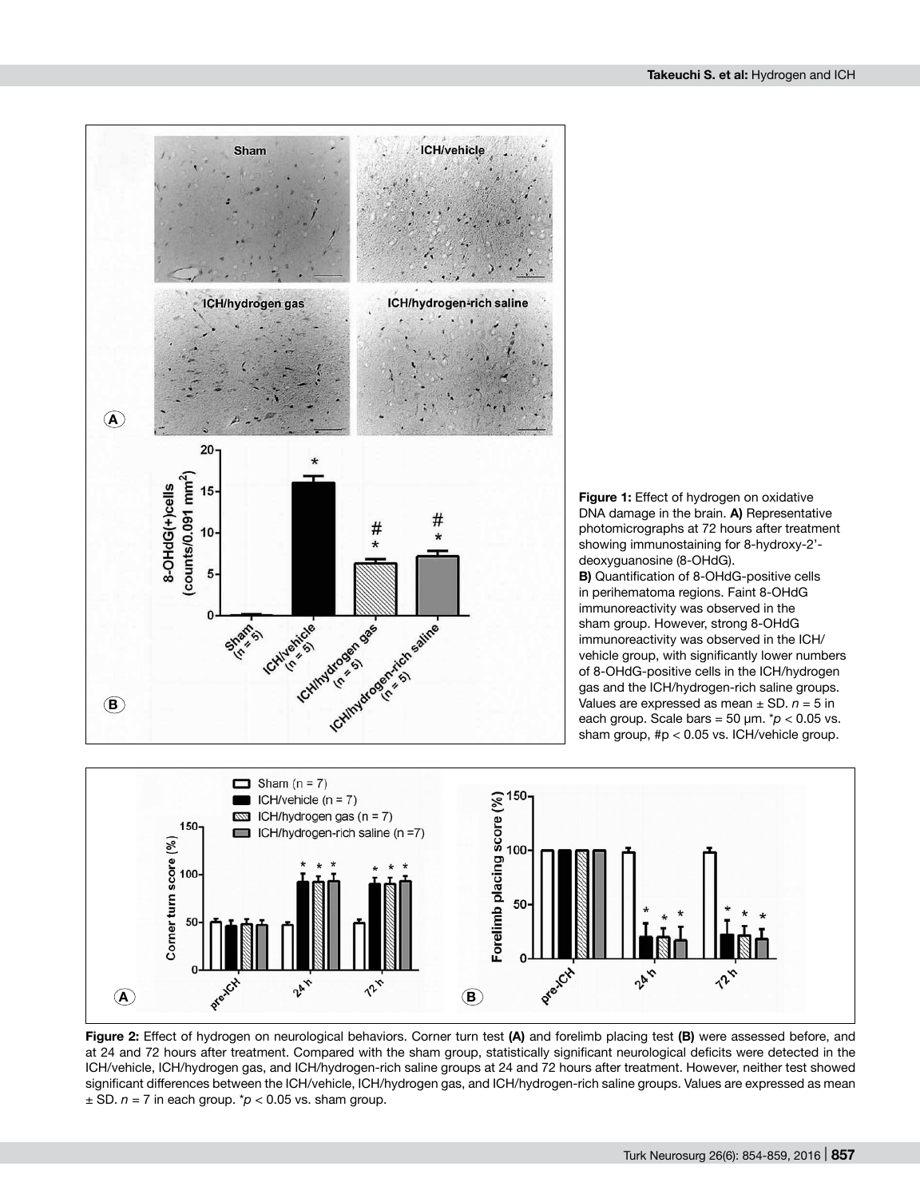Sham

ICH/vehicle

ICH/hydrogen gas

ICH/hydrogen-rich saline

A

8-OHdG(+)cells (counts/0.091 mm$^2$)

20

15

10

5

0

*

#

*

#

*

Sham (n = 5)

ICH/vehicle (n = 5)

ICH/hydrogen gas (n = 5)

ICH/hydrogen-rich saline (n = 5)

B

**Figure 1:** Effect of hydrogen on oxidative DNA damage in the brain. **A)** Representative photomicrographs at 72 hours after treatment showing immunostaining for 8-hydroxy-2'-deoxyguanosine (8-OHdG). **B)** Quantification of 8-OHdG-positive cells in perihematoma regions. Faint 8-OHdG immunoreactivity was observed in the sham group. However, strong 8-OHdG immunoreactivity was observed in the ICH/vehicle group, with significantly lower numbers of 8-OHdG-positive cells in the ICH/hydrogen gas and the ICH/hydrogen-rich saline groups. Values are expressed as mean ± SD. *n* = 5 in each group. Scale bars = 50 µm. \*$p < 0.05$ vs. sham group, #$p < 0.05$ vs. ICH/vehicle group.

Sham (n = 7)

ICH/vehicle (n = 7)

ICH/hydrogen gas (n = 7)

ICH/hydrogen-rich saline (n =7)

Corner turn score (%)

150

100

50

0

pre-ICH

24 h

72 h

A

Forelimb placing score (%)

150

100

50

0

pre-ICH

24 h

72 h

B

**Figure 2:** Effect of hydrogen on neurological behaviors. Corner turn test **(A)** and forelimb placing test **(B)** were assessed before, and at 24 and 72 hours after treatment. Compared with the sham group, statistically significant neurological deficits were detected in the ICH/vehicle, ICH/hydrogen gas, and ICH/hydrogen-rich saline groups at 24 and 72 hours after treatment. However, neither test showed significant differences between the ICH/vehicle, ICH/hydrogen gas, and ICH/hydrogen-rich saline groups. Values are expressed as mean ± SD. *n* = 7 in each group. \*$p < 0.05$ vs. sham group.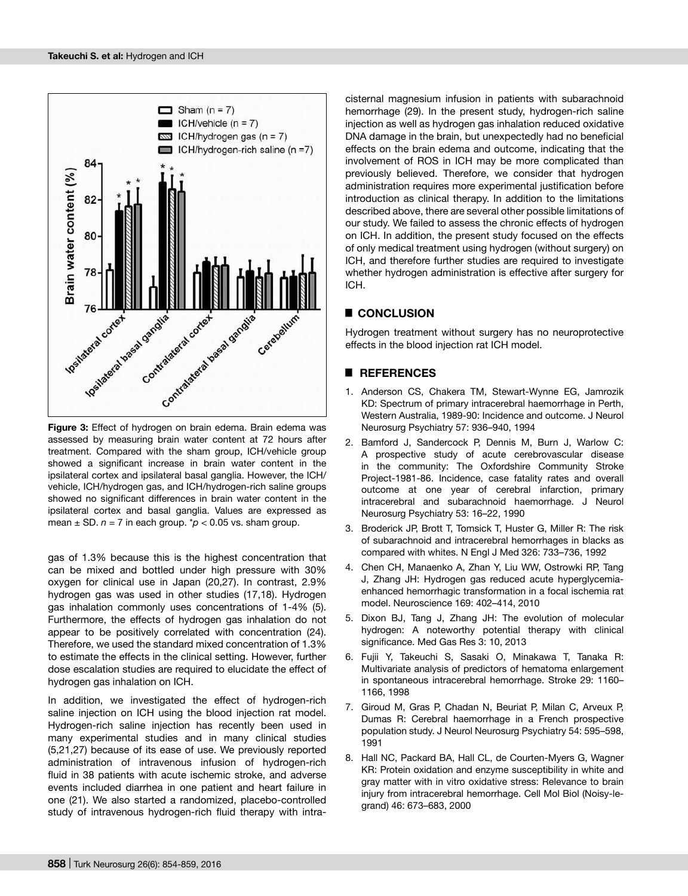Sham (n = 7)
ICH/vehicle (n = 7)
ICH/hydrogen gas (n = 7)
ICH/hydrogen-rich saline (n =7)

Brain water content (%)

84
82
80
78
76

Ipsilateral cortex
Ipsilateral basal ganglia
Contralateral cortex
Contralateral basal ganglia
Cerebellum

**Figure 3:** Effect of hydrogen on brain edema. Brain edema was assessed by measuring brain water content at 72 hours after treatment. Compared with the sham group, ICH/vehicle group showed a significant increase in brain water content in the ipsilateral cortex and ipsilateral basal ganglia. However, the ICH/vehicle, ICH/hydrogen gas, and ICH/hydrogen-rich saline groups showed no significant differences in brain water content in the ipsilateral cortex and basal ganglia. Values are expressed as mean ± SD. *n* = 7 in each group. *$p < 0.05$ vs. sham group.

gas of 1.3% because this is the highest concentration that can be mixed and bottled under high pressure with 30% oxygen for clinical use in Japan (20,27). In contrast, 2.9% hydrogen gas was used in other studies (17,18). Hydrogen gas inhalation commonly uses concentrations of 1-4% (5). Furthermore, the effects of hydrogen gas inhalation do not appear to be positively correlated with concentration (24). Therefore, we used the standard mixed concentration of 1.3% to estimate the effects in the clinical setting. However, further dose escalation studies are required to elucidate the effect of hydrogen gas inhalation on ICH.

In addition, we investigated the effect of hydrogen-rich saline injection on ICH using the blood injection rat model. Hydrogen-rich saline injection has recently been used in many experimental studies and in many clinical studies (5,21,27) because of its ease of use. We previously reported administration of intravenous infusion of hydrogen-rich fluid in 38 patients with acute ischemic stroke, and adverse events included diarrhea in one patient and heart failure in one (21). We also started a randomized, placebo-controlled study of intravenous hydrogen-rich fluid therapy with intra-cisternal magnesium infusion in patients with subarachnoid hemorrhage (29). In the present study, hydrogen-rich saline injection as well as hydrogen gas inhalation reduced oxidative DNA damage in the brain, but unexpectedly had no beneficial effects on the brain edema and outcome, indicating that the involvement of ROS in ICH may be more complicated than previously believed. Therefore, we consider that hydrogen administration requires more experimental justification before introduction as clinical therapy. In addition to the limitations described above, there are several other possible limitations of our study. We failed to assess the chronic effects of hydrogen on ICH. In addition, the present study focused on the effects of only medical treatment using hydrogen (without surgery) on ICH, and therefore further studies are required to investigate whether hydrogen administration is effective after surgery for ICH.

## ■ CONCLUSION

Hydrogen treatment without surgery has no neuroprotective effects in the blood injection rat ICH model.

## ■ REFERENCES

1. Anderson CS, Chakera TM, Stewart-Wynne EG, Jamrozik KD: Spectrum of primary intracerebral haemorrhage in Perth, Western Australia, 1989-90: Incidence and outcome. J Neurol Neurosurg Psychiatry 57: 936–940, 1994
2. Bamford J, Sandercock P, Dennis M, Burn J, Warlow C: A prospective study of acute cerebrovascular disease in the community: The Oxfordshire Community Stroke Project-1981-86. Incidence, case fatality rates and overall outcome at one year of cerebral infarction, primary intracerebral and subarachnoid haemorrhage. J Neurol Neurosurg Psychiatry 53: 16–22, 1990
3. Broderick JP, Brott T, Tomsick T, Huster G, Miller R: The risk of subarachnoid and intracerebral hemorrhages in blacks as compared with whites. N Engl J Med 326: 733–736, 1992
4. Chen CH, Manaenko A, Zhan Y, Liu WW, Ostrowki RP, Tang J, Zhang JH: Hydrogen gas reduced acute hyperglycemia-enhanced hemorrhagic transformation in a focal ischemia rat model. Neuroscience 169: 402–414, 2010
5. Dixon BJ, Tang J, Zhang JH: The evolution of molecular hydrogen: A noteworthy potential therapy with clinical significance. Med Gas Res 3: 10, 2013
6. Fujii Y, Takeuchi S, Sasaki O, Minakawa T, Tanaka R: Multivariate analysis of predictors of hematoma enlargement in spontaneous intracerebral hemorrhage. Stroke 29: 1160–1166, 1998
7. Giroud M, Gras P, Chadan N, Beuriat P, Milan C, Arveux P, Dumas R: Cerebral haemorrhage in a French prospective population study. J Neurol Neurosurg Psychiatry 54: 595–598, 1991
8. Hall NC, Packard BA, Hall CL, de Courten-Myers G, Wagner KR: Protein oxidation and enzyme susceptibility in white and gray matter with in vitro oxidative stress: Relevance to brain injury from intracerebral hemorrhage. Cell Mol Biol (Noisy-le-grand) 46: 673–683, 2000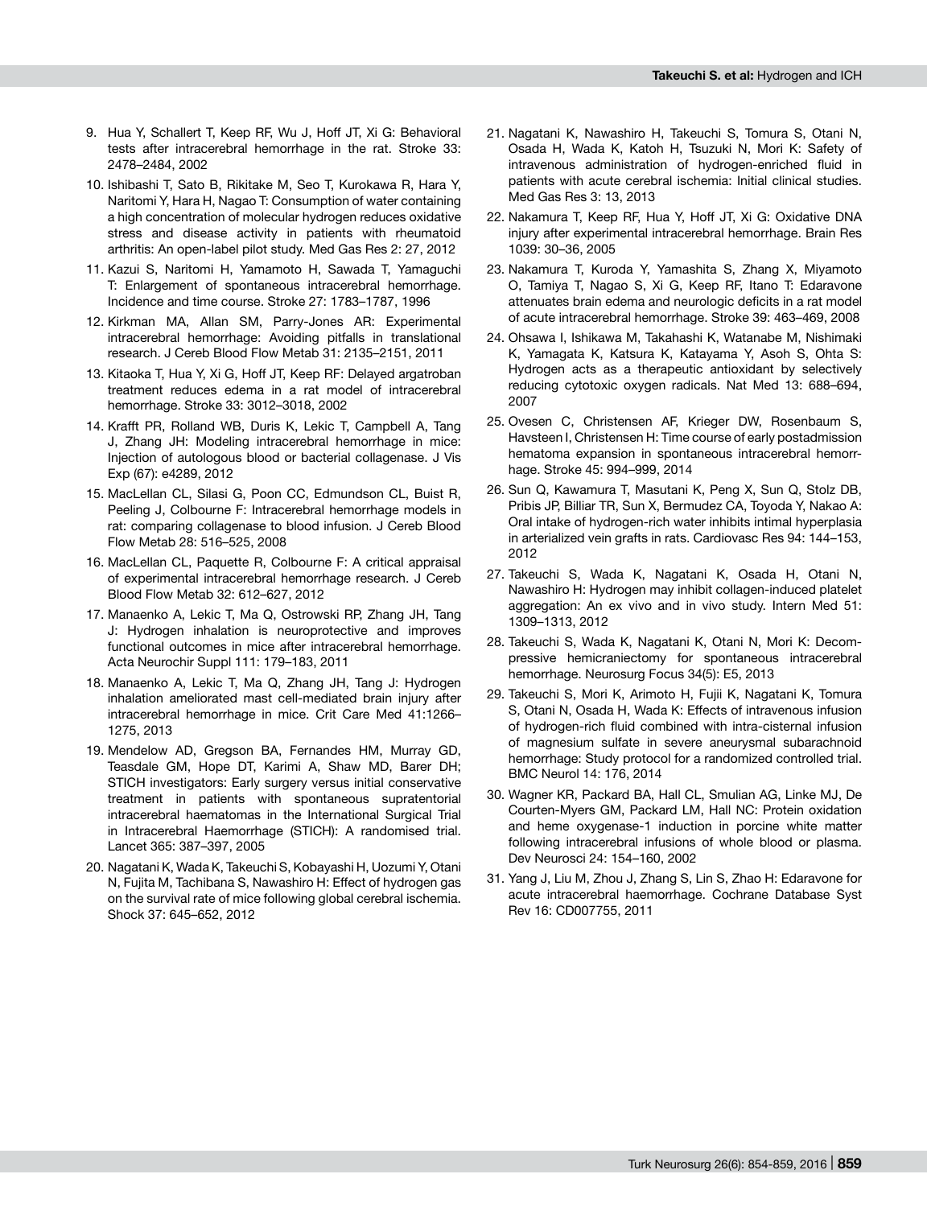9. Hua Y, Schallert T, Keep RF, Wu J, Hoff JT, Xi G: Behavioral tests after intracerebral hemorrhage in the rat. Stroke 33: 2478–2484, 2002

10. Ishibashi T, Sato B, Rikitake M, Seo T, Kurokawa R, Hara Y, Naritomi Y, Hara H, Nagao T: Consumption of water containing a high concentration of molecular hydrogen reduces oxidative stress and disease activity in patients with rheumatoid arthritis: An open-label pilot study. Med Gas Res 2: 27, 2012

11. Kazui S, Naritomi H, Yamamoto H, Sawada T, Yamaguchi T: Enlargement of spontaneous intracerebral hemorrhage. Incidence and time course. Stroke 27: 1783–1787, 1996

12. Kirkman MA, Allan SM, Parry-Jones AR: Experimental intracerebral hemorrhage: Avoiding pitfalls in translational research. J Cereb Blood Flow Metab 31: 2135–2151, 2011

13. Kitaoka T, Hua Y, Xi G, Hoff JT, Keep RF: Delayed argatroban treatment reduces edema in a rat model of intracerebral hemorrhage. Stroke 33: 3012–3018, 2002

14. Krafft PR, Rolland WB, Duris K, Lekic T, Campbell A, Tang J, Zhang JH: Modeling intracerebral hemorrhage in mice: Injection of autologous blood or bacterial collagenase. J Vis Exp (67): e4289, 2012

15. MacLellan CL, Silasi G, Poon CC, Edmundson CL, Buist R, Peeling J, Colbourne F: Intracerebral hemorrhage models in rat: comparing collagenase to blood infusion. J Cereb Blood Flow Metab 28: 516–525, 2008

16. MacLellan CL, Paquette R, Colbourne F: A critical appraisal of experimental intracerebral hemorrhage research. J Cereb Blood Flow Metab 32: 612–627, 2012

17. Manaenko A, Lekic T, Ma Q, Ostrowski RP, Zhang JH, Tang J: Hydrogen inhalation is neuroprotective and improves functional outcomes in mice after intracerebral hemorrhage. Acta Neurochir Suppl 111: 179–183, 2011

18. Manaenko A, Lekic T, Ma Q, Zhang JH, Tang J: Hydrogen inhalation ameliorated mast cell-mediated brain injury after intracerebral hemorrhage in mice. Crit Care Med 41:1266–1275, 2013

19. Mendelow AD, Gregson BA, Fernandes HM, Murray GD, Teasdale GM, Hope DT, Karimi A, Shaw MD, Barer DH; STICH investigators: Early surgery versus initial conservative treatment in patients with spontaneous supratentorial intracerebral haematomas in the International Surgical Trial in Intracerebral Haemorrhage (STICH): A randomised trial. Lancet 365: 387–397, 2005

20. Nagatani K, Wada K, Takeuchi S, Kobayashi H, Uozumi Y, Otani N, Fujita M, Tachibana S, Nawashiro H: Effect of hydrogen gas on the survival rate of mice following global cerebral ischemia. Shock 37: 645–652, 2012

21. Nagatani K, Nawashiro H, Takeuchi S, Tomura S, Otani N, Osada H, Wada K, Katoh H, Tsuzuki N, Mori K: Safety of intravenous administration of hydrogen-enriched fluid in patients with acute cerebral ischemia: Initial clinical studies. Med Gas Res 3: 13, 2013

22. Nakamura T, Keep RF, Hua Y, Hoff JT, Xi G: Oxidative DNA injury after experimental intracerebral hemorrhage. Brain Res 1039: 30–36, 2005

23. Nakamura T, Kuroda Y, Yamashita S, Zhang X, Miyamoto O, Tamiya T, Nagao S, Xi G, Keep RF, Itano T: Edaravone attenuates brain edema and neurologic deficits in a rat model of acute intracerebral hemorrhage. Stroke 39: 463–469, 2008

24. Ohsawa I, Ishikawa M, Takahashi K, Watanabe M, Nishimaki K, Yamagata K, Katsura K, Katayama Y, Asoh S, Ohta S: Hydrogen acts as a therapeutic antioxidant by selectively reducing cytotoxic oxygen radicals. Nat Med 13: 688–694, 2007

25. Ovesen C, Christensen AF, Krieger DW, Rosenbaum S, Havsteen I, Christensen H: Time course of early postadmission hematoma expansion in spontaneous intracerebral hemorrhage. Stroke 45: 994–999, 2014

26. Sun Q, Kawamura T, Masutani K, Peng X, Sun Q, Stolz DB, Pribis JP, Billiar TR, Sun X, Bermudez CA, Toyoda Y, Nakao A: Oral intake of hydrogen-rich water inhibits intimal hyperplasia in arterialized vein grafts in rats. Cardiovasc Res 94: 144–153, 2012

27. Takeuchi S, Wada K, Nagatani K, Osada H, Otani N, Nawashiro H: Hydrogen may inhibit collagen-induced platelet aggregation: An ex vivo and in vivo study. Intern Med 51: 1309–1313, 2012

28. Takeuchi S, Wada K, Nagatani K, Otani N, Mori K: Decompressive hemicraniectomy for spontaneous intracerebral hemorrhage. Neurosurg Focus 34(5): E5, 2013

29. Takeuchi S, Mori K, Arimoto H, Fujii K, Nagatani K, Tomura S, Otani N, Osada H, Wada K: Effects of intravenous infusion of hydrogen-rich fluid combined with intra-cisternal infusion of magnesium sulfate in severe aneurysmal subarachnoid hemorrhage: Study protocol for a randomized controlled trial. BMC Neurol 14: 176, 2014

30. Wagner KR, Packard BA, Hall CL, Smulian AG, Linke MJ, De Courten-Myers GM, Packard LM, Hall NC: Protein oxidation and heme oxygenase-1 induction in porcine white matter following intracerebral infusions of whole blood or plasma. Dev Neurosci 24: 154–160, 2002

31. Yang J, Liu M, Zhou J, Zhang S, Lin S, Zhao H: Edaravone for acute intracerebral haemorrhage. Cochrane Database Syst Rev 16: CD007755, 2011